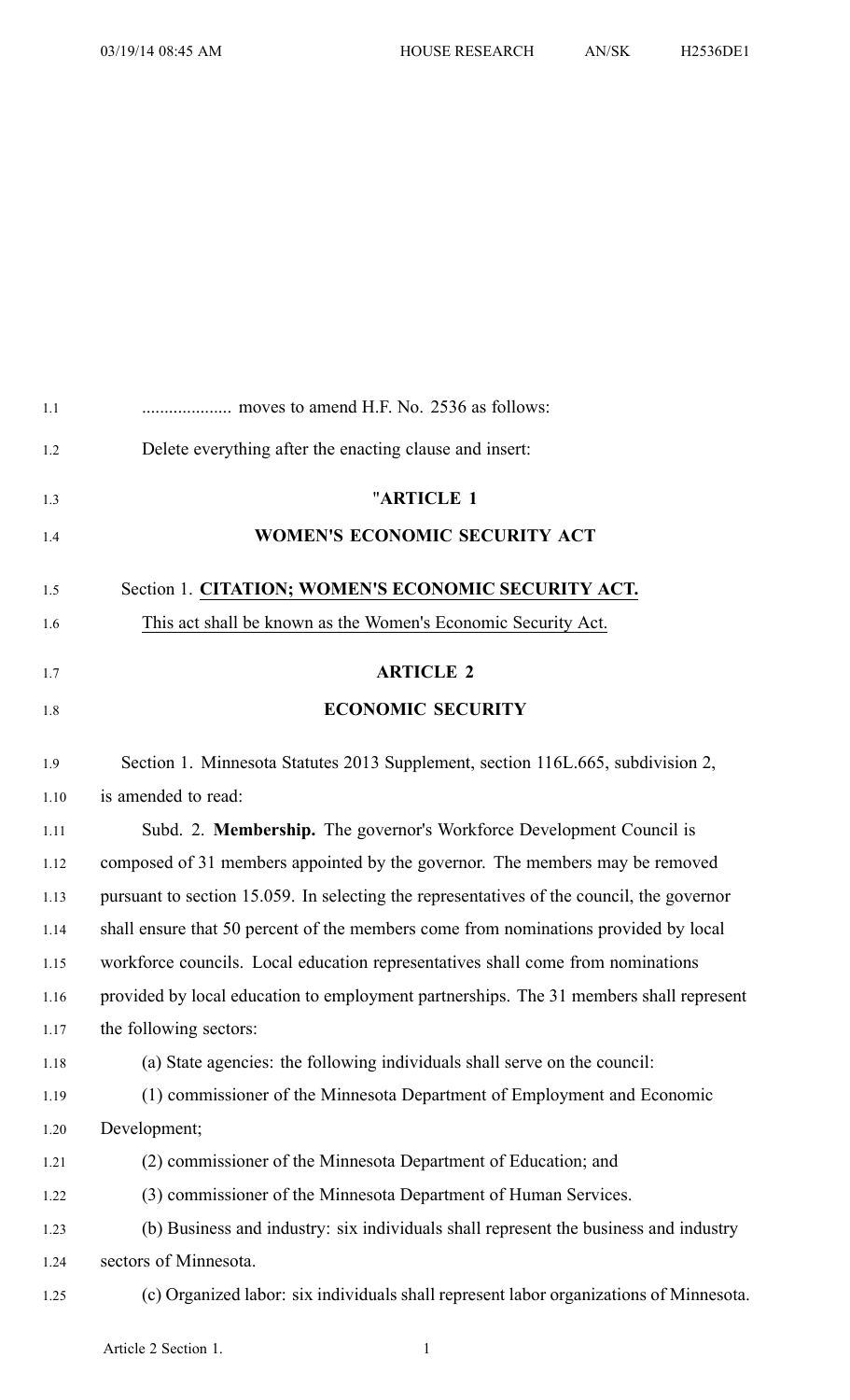.................... moves to amend H.F. No. 2536 as follows:

Delete everything after the enacting clause and insert:

"**ARTICLE 1**

**WOMEN'S ECONOMIC SECURITY ACT**

Section 1. **CITATION; WOMEN'S ECONOMIC SECURITY ACT.**

This act shall be known as the Women's Economic Security Act.

**ARTICLE 2**

**ECONOMIC SECURITY**

Section 1. Minnesota Statutes 2013 Supplement, section 116L.665, subdivision 2, is amended to read:

Subd. 2. **Membership.** The governor's Workforce Development Council is composed of 31 members appointed by the governor. The members may be removed pursuant to section 15.059. In selecting the representatives of the council, the governor shall ensure that 50 percent of the members come from nominations provided by local workforce councils. Local education representatives shall come from nominations provided by local education to employment partnerships. The 31 members shall represent the following sectors:

(a) State agencies: the following individuals shall serve on the council:

(1) commissioner of the Minnesota Department of Employment and Economic Development;

(2) commissioner of the Minnesota Department of Education; and

(3) commissioner of the Minnesota Department of Human Services.

(b) Business and industry: six individuals shall represent the business and industry sectors of Minnesota.

(c) Organized labor: six individuals shall represent labor organizations of Minnesota.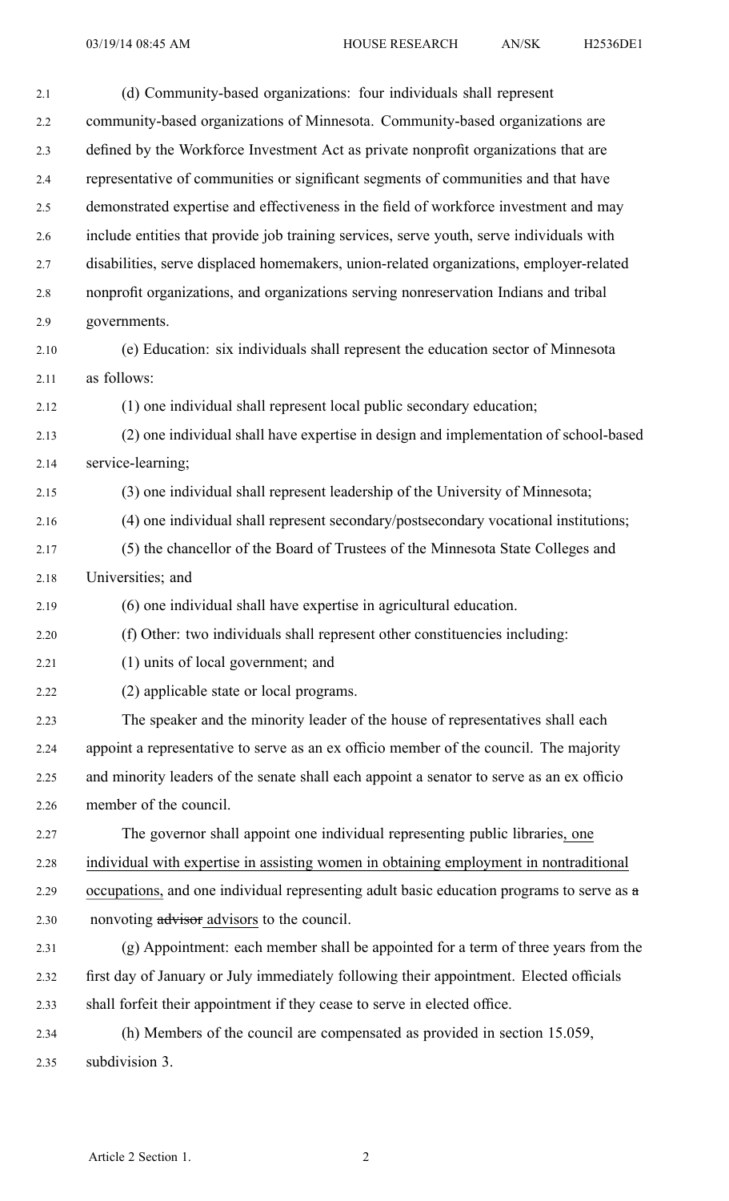(d) Community-based organizations: four individuals shall represent community-based organizations of Minnesota. Community-based organizations are defined by the Workforce Investment Act as private nonprofit organizations that are representative of communities or significant segments of communities and that have demonstrated expertise and effectiveness in the field of workforce investment and may include entities that provide job training services, serve youth, serve individuals with disabilities, serve displaced homemakers, union-related organizations, employer-related nonprofit organizations, and organizations serving nonreservation Indians and tribal governments.

(e) Education: six individuals shall represent the education sector of Minnesota as follows:

(1) one individual shall represent local public secondary education;

(2) one individual shall have expertise in design and implementation of school-based service-learning;

(3) one individual shall represent leadership of the University of Minnesota;

(4) one individual shall represent secondary/postsecondary vocational institutions;

(5) the chancellor of the Board of Trustees of the Minnesota State Colleges and Universities; and

(6) one individual shall have expertise in agricultural education.

(f) Other: two individuals shall represent other constituencies including:

(1) units of local government; and

(2) applicable state or local programs.

The speaker and the minority leader of the house of representatives shall each appoint a representative to serve as an ex officio member of the council. The majority and minority leaders of the senate shall each appoint a senator to serve as an ex officio member of the council.

The governor shall appoint one individual representing public libraries, one individual with expertise in assisting women in obtaining employment in nontraditional occupations, and one individual representing adult basic education programs to serve as ~~a~~ nonvoting ~~advisor~~ advisors to the council.

(g) Appointment: each member shall be appointed for a term of three years from the first day of January or July immediately following their appointment. Elected officials shall forfeit their appointment if they cease to serve in elected office.

(h) Members of the council are compensated as provided in section 15.059, subdivision 3.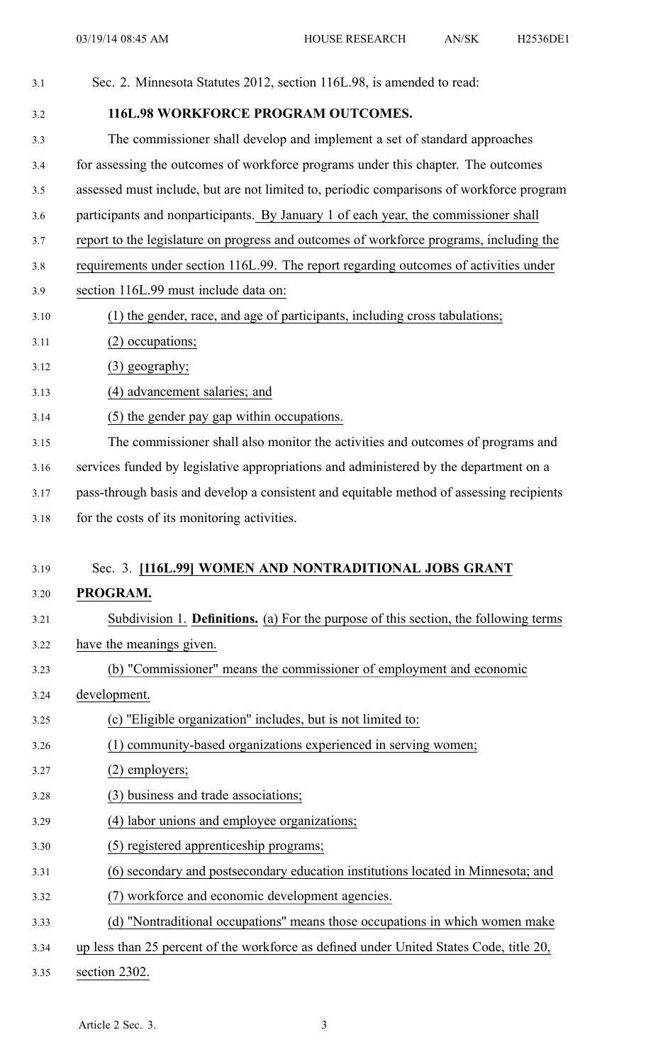Sec. 2. Minnesota Statutes 2012, section 116L.98, is amended to read:

**116L.98 WORKFORCE PROGRAM OUTCOMES.**

The commissioner shall develop and implement a set of standard approaches for assessing the outcomes of workforce programs under this chapter. The outcomes assessed must include, but are not limited to, periodic comparisons of workforce program participants and nonparticipants. By January 1 of each year, the commissioner shall report to the legislature on progress and outcomes of workforce programs, including the requirements under section 116L.99. The report regarding outcomes of activities under section 116L.99 must include data on:

(1) the gender, race, and age of participants, including cross tabulations;

(2) occupations;

(3) geography;

(4) advancement salaries; and

(5) the gender pay gap within occupations.

The commissioner shall also monitor the activities and outcomes of programs and services funded by legislative appropriations and administered by the department on a pass-through basis and develop a consistent and equitable method of assessing recipients for the costs of its monitoring activities.

Sec. 3. **[116L.99] WOMEN AND NONTRADITIONAL JOBS GRANT PROGRAM.**

Subdivision 1. **Definitions.** (a) For the purpose of this section, the following terms have the meanings given.

(b) "Commissioner" means the commissioner of employment and economic development.

(c) "Eligible organization" includes, but is not limited to:

(1) community-based organizations experienced in serving women;

(2) employers;

(3) business and trade associations;

(4) labor unions and employee organizations;

(5) registered apprenticeship programs;

(6) secondary and postsecondary education institutions located in Minnesota; and

(7) workforce and economic development agencies.

(d) "Nontraditional occupations" means those occupations in which women make up less than 25 percent of the workforce as defined under United States Code, title 20, section 2302.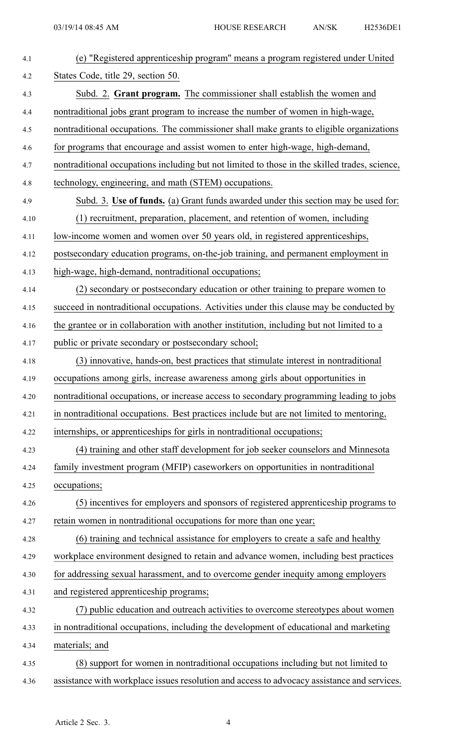(e) "Registered apprenticeship program" means a program registered under United States Code, title 29, section 50.

Subd. 2. **Grant program.** The commissioner shall establish the women and nontraditional jobs grant program to increase the number of women in high-wage, nontraditional occupations. The commissioner shall make grants to eligible organizations for programs that encourage and assist women to enter high-wage, high-demand, nontraditional occupations including but not limited to those in the skilled trades, science, technology, engineering, and math (STEM) occupations.

Subd. 3. **Use of funds.** (a) Grant funds awarded under this section may be used for:

(1) recruitment, preparation, placement, and retention of women, including low-income women and women over 50 years old, in registered apprenticeships, postsecondary education programs, on-the-job training, and permanent employment in high-wage, high-demand, nontraditional occupations;

(2) secondary or postsecondary education or other training to prepare women to succeed in nontraditional occupations. Activities under this clause may be conducted by the grantee or in collaboration with another institution, including but not limited to a public or private secondary or postsecondary school;

(3) innovative, hands-on, best practices that stimulate interest in nontraditional occupations among girls, increase awareness among girls about opportunities in nontraditional occupations, or increase access to secondary programming leading to jobs in nontraditional occupations. Best practices include but are not limited to mentoring, internships, or apprenticeships for girls in nontraditional occupations;

(4) training and other staff development for job seeker counselors and Minnesota family investment program (MFIP) caseworkers on opportunities in nontraditional occupations;

(5) incentives for employers and sponsors of registered apprenticeship programs to retain women in nontraditional occupations for more than one year;

(6) training and technical assistance for employers to create a safe and healthy workplace environment designed to retain and advance women, including best practices for addressing sexual harassment, and to overcome gender inequity among employers and registered apprenticeship programs;

(7) public education and outreach activities to overcome stereotypes about women in nontraditional occupations, including the development of educational and marketing materials; and

(8) support for women in nontraditional occupations including but not limited to assistance with workplace issues resolution and access to advocacy assistance and services.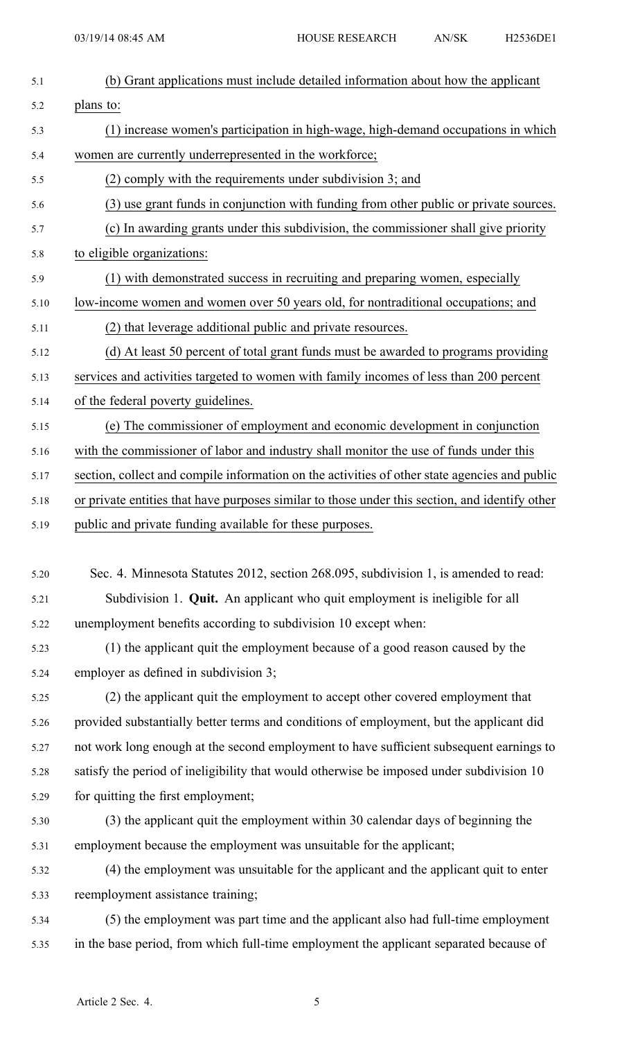(b) Grant applications must include detailed information about how the applicant plans to:

(1) increase women's participation in high-wage, high-demand occupations in which women are currently underrepresented in the workforce;

(2) comply with the requirements under subdivision 3; and

(3) use grant funds in conjunction with funding from other public or private sources.

(c) In awarding grants under this subdivision, the commissioner shall give priority to eligible organizations:

(1) with demonstrated success in recruiting and preparing women, especially low-income women and women over 50 years old, for nontraditional occupations; and

(2) that leverage additional public and private resources.

(d) At least 50 percent of total grant funds must be awarded to programs providing services and activities targeted to women with family incomes of less than 200 percent of the federal poverty guidelines.

(e) The commissioner of employment and economic development in conjunction with the commissioner of labor and industry shall monitor the use of funds under this section, collect and compile information on the activities of other state agencies and public or private entities that have purposes similar to those under this section, and identify other public and private funding available for these purposes.

Sec. 4. Minnesota Statutes 2012, section 268.095, subdivision 1, is amended to read:

Subdivision 1. **Quit.** An applicant who quit employment is ineligible for all unemployment benefits according to subdivision 10 except when:

(1) the applicant quit the employment because of a good reason caused by the employer as defined in subdivision 3;

(2) the applicant quit the employment to accept other covered employment that provided substantially better terms and conditions of employment, but the applicant did not work long enough at the second employment to have sufficient subsequent earnings to satisfy the period of ineligibility that would otherwise be imposed under subdivision 10 for quitting the first employment;

(3) the applicant quit the employment within 30 calendar days of beginning the employment because the employment was unsuitable for the applicant;

(4) the employment was unsuitable for the applicant and the applicant quit to enter reemployment assistance training;

(5) the employment was part time and the applicant also had full-time employment in the base period, from which full-time employment the applicant separated because of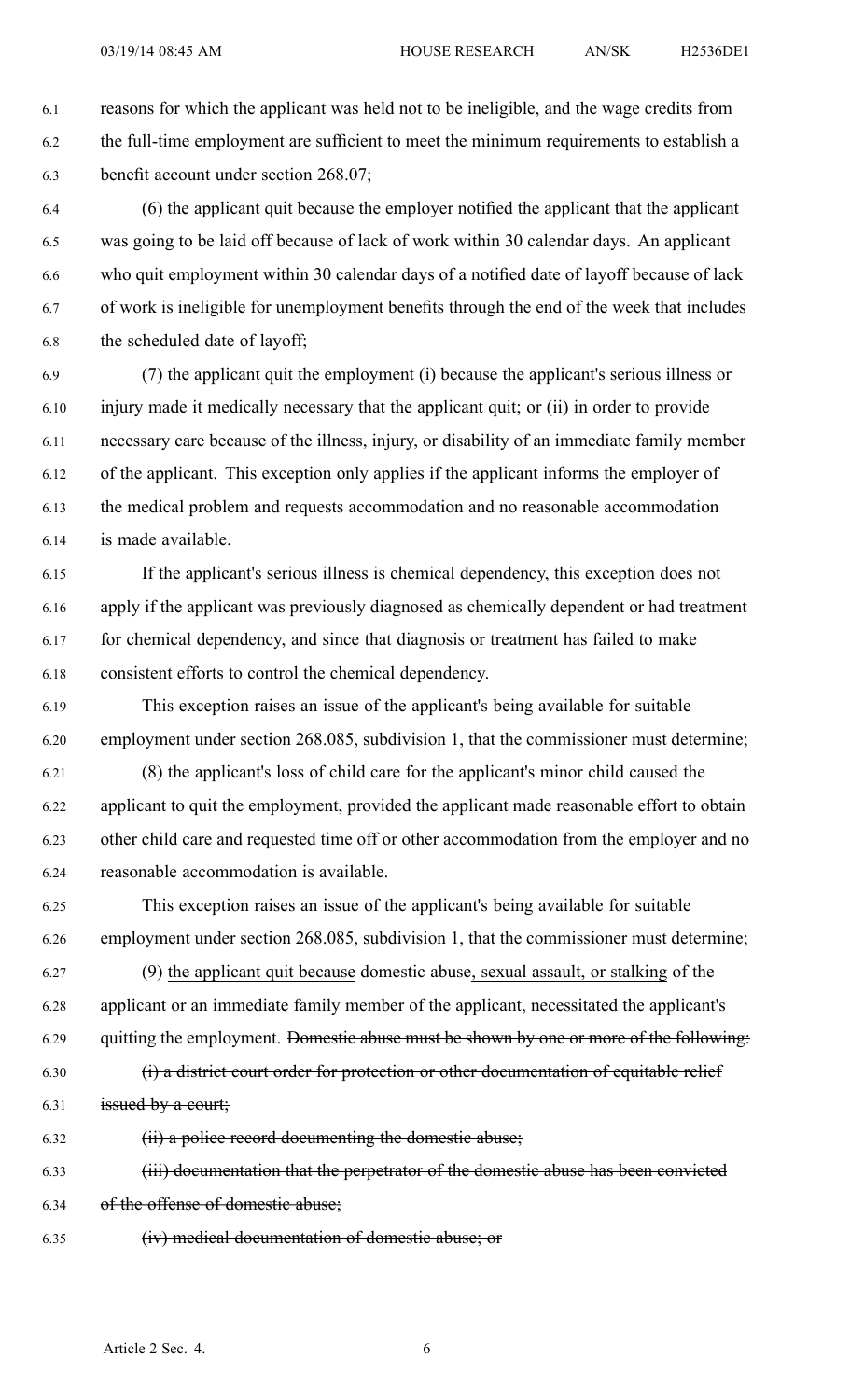reasons for which the applicant was held not to be ineligible, and the wage credits from the full-time employment are sufficient to meet the minimum requirements to establish a benefit account under section 268.07;

(6) the applicant quit because the employer notified the applicant that the applicant was going to be laid off because of lack of work within 30 calendar days. An applicant who quit employment within 30 calendar days of a notified date of layoff because of lack of work is ineligible for unemployment benefits through the end of the week that includes the scheduled date of layoff;

(7) the applicant quit the employment (i) because the applicant's serious illness or injury made it medically necessary that the applicant quit; or (ii) in order to provide necessary care because of the illness, injury, or disability of an immediate family member of the applicant. This exception only applies if the applicant informs the employer of the medical problem and requests accommodation and no reasonable accommodation is made available.

If the applicant's serious illness is chemical dependency, this exception does not apply if the applicant was previously diagnosed as chemically dependent or had treatment for chemical dependency, and since that diagnosis or treatment has failed to make consistent efforts to control the chemical dependency.

This exception raises an issue of the applicant's being available for suitable employment under section 268.085, subdivision 1, that the commissioner must determine;

(8) the applicant's loss of child care for the applicant's minor child caused the applicant to quit the employment, provided the applicant made reasonable effort to obtain other child care and requested time off or other accommodation from the employer and no reasonable accommodation is available.

This exception raises an issue of the applicant's being available for suitable employment under section 268.085, subdivision 1, that the commissioner must determine;

(9) <u>the applicant quit because</u> domestic abuse<u>, sexual assault, or stalking</u> of the applicant or an immediate family member of the applicant, necessitated the applicant's quitting the employment. ~~Domestic abuse must be shown by one or more of the following:~~

~~(i) a district court order for protection or other documentation of equitable relief issued by a court;~~

~~(ii) a police record documenting the domestic abuse;~~

~~(iii) documentation that the perpetrator of the domestic abuse has been convicted of the offense of domestic abuse;~~

~~(iv) medical documentation of domestic abuse; or~~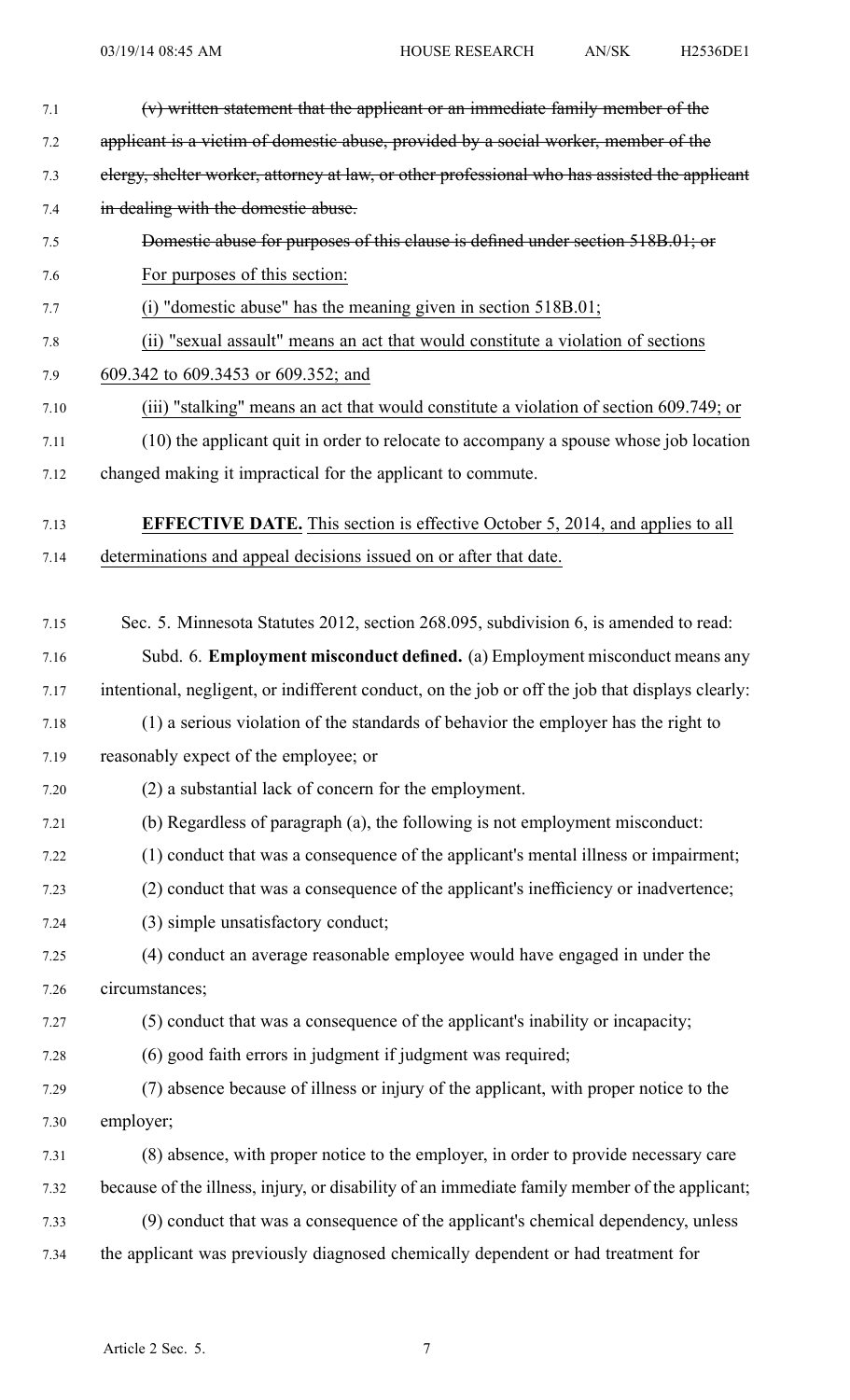~~(v) written statement that the applicant or an immediate family member of the applicant is a victim of domestic abuse, provided by a social worker, member of the clergy, shelter worker, attorney at law, or other professional who has assisted the applicant in dealing with the domestic abuse.~~

~~Domestic abuse for purposes of this clause is defined under section 518B.01; or~~

For purposes of this section:

(i) "domestic abuse" has the meaning given in section 518B.01;

(ii) "sexual assault" means an act that would constitute a violation of sections 609.342 to 609.3453 or 609.352; and

(iii) "stalking" means an act that would constitute a violation of section 609.749; or

(10) the applicant quit in order to relocate to accompany a spouse whose job location changed making it impractical for the applicant to commute.

**EFFECTIVE DATE.** This section is effective October 5, 2014, and applies to all determinations and appeal decisions issued on or after that date.

Sec. 5. Minnesota Statutes 2012, section 268.095, subdivision 6, is amended to read:

Subd. 6. **Employment misconduct defined.** (a) Employment misconduct means any intentional, negligent, or indifferent conduct, on the job or off the job that displays clearly:

(1) a serious violation of the standards of behavior the employer has the right to reasonably expect of the employee; or

(2) a substantial lack of concern for the employment.

(b) Regardless of paragraph (a), the following is not employment misconduct:

(1) conduct that was a consequence of the applicant's mental illness or impairment;

(2) conduct that was a consequence of the applicant's inefficiency or inadvertence;

(3) simple unsatisfactory conduct;

(4) conduct an average reasonable employee would have engaged in under the circumstances;

(5) conduct that was a consequence of the applicant's inability or incapacity;

(6) good faith errors in judgment if judgment was required;

(7) absence because of illness or injury of the applicant, with proper notice to the employer;

(8) absence, with proper notice to the employer, in order to provide necessary care because of the illness, injury, or disability of an immediate family member of the applicant;

(9) conduct that was a consequence of the applicant's chemical dependency, unless the applicant was previously diagnosed chemically dependent or had treatment for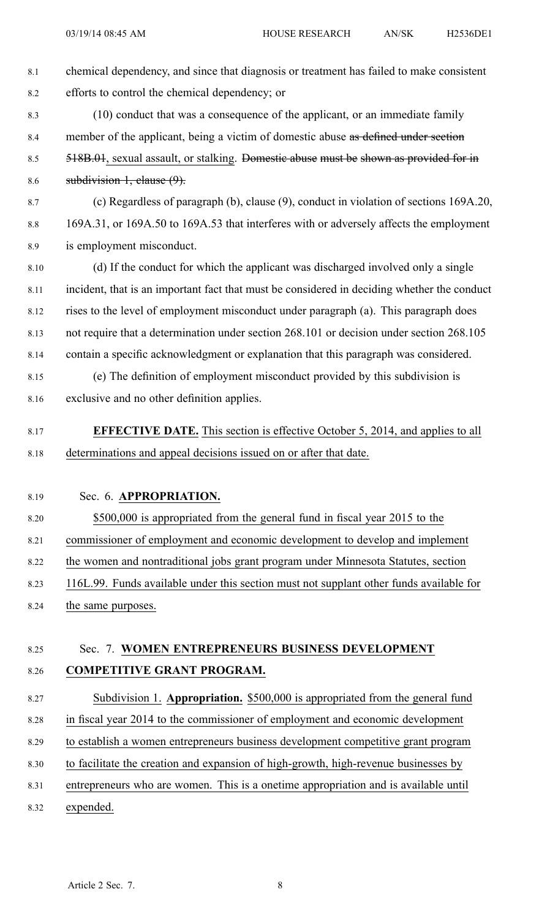chemical dependency, and since that diagnosis or treatment has failed to make consistent efforts to control the chemical dependency; or

(10) conduct that was a consequence of the applicant, or an immediate family member of the applicant, being a victim of domestic abuse ~~as defined under section 518B.01~~, sexual assault, or stalking. ~~Domestic abuse must be shown as provided for in subdivision 1, clause (9).~~

(c) Regardless of paragraph (b), clause (9), conduct in violation of sections 169A.20, 169A.31, or 169A.50 to 169A.53 that interferes with or adversely affects the employment is employment misconduct.

(d) If the conduct for which the applicant was discharged involved only a single incident, that is an important fact that must be considered in deciding whether the conduct rises to the level of employment misconduct under paragraph (a). This paragraph does not require that a determination under section 268.101 or decision under section 268.105 contain a specific acknowledgment or explanation that this paragraph was considered.

(e) The definition of employment misconduct provided by this subdivision is exclusive and no other definition applies.

**EFFECTIVE DATE.** <u>This section is effective October 5, 2014, and applies to all determinations and appeal decisions issued on or after that date.</u>

Sec. 6. **<u>APPROPRIATION.</u>**

<u>$500,000 is appropriated from the general fund in fiscal year 2015 to the commissioner of employment and economic development to develop and implement the women and nontraditional jobs grant program under Minnesota Statutes, section 116L.99. Funds available under this section must not supplant other funds available for the same purposes.</u>

Sec. 7. **<u>WOMEN ENTREPRENEURS BUSINESS DEVELOPMENT COMPETITIVE GRANT PROGRAM.</u>**

<u>Subdivision 1.</u> **<u>Appropriation.</u>** <u>$500,000 is appropriated from the general fund in fiscal year 2014 to the commissioner of employment and economic development to establish a women entrepreneurs business development competitive grant program to facilitate the creation and expansion of high-growth, high-revenue businesses by entrepreneurs who are women. This is a onetime appropriation and is available until expended.</u>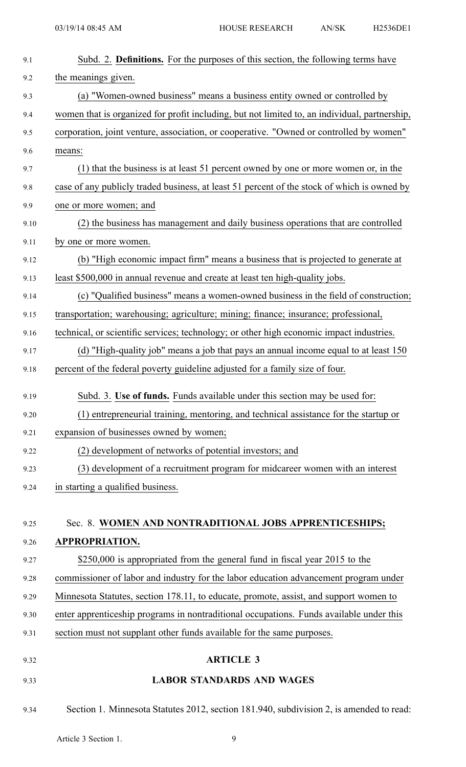Subd. 2. **Definitions.** For the purposes of this section, the following terms have the meanings given.

(a) "Women-owned business" means a business entity owned or controlled by women that is organized for profit including, but not limited to, an individual, partnership, corporation, joint venture, association, or cooperative. "Owned or controlled by women" means:

(1) that the business is at least 51 percent owned by one or more women or, in the case of any publicly traded business, at least 51 percent of the stock of which is owned by one or more women; and

(2) the business has management and daily business operations that are controlled by one or more women.

(b) "High economic impact firm" means a business that is projected to generate at least $500,000 in annual revenue and create at least ten high-quality jobs.

(c) "Qualified business" means a women-owned business in the field of construction; transportation; warehousing; agriculture; mining; finance; insurance; professional, technical, or scientific services; technology; or other high economic impact industries.

(d) "High-quality job" means a job that pays an annual income equal to at least 150 percent of the federal poverty guideline adjusted for a family size of four.

Subd. 3. **Use of funds.** Funds available under this section may be used for:

(1) entrepreneurial training, mentoring, and technical assistance for the startup or expansion of businesses owned by women;

(2) development of networks of potential investors; and

(3) development of a recruitment program for midcareer women with an interest in starting a qualified business.

Sec. 8. **WOMEN AND NONTRADITIONAL JOBS APPRENTICESHIPS; APPROPRIATION.**

$250,000 is appropriated from the general fund in fiscal year 2015 to the commissioner of labor and industry for the labor education advancement program under Minnesota Statutes, section 178.11, to educate, promote, assist, and support women to enter apprenticeship programs in nontraditional occupations. Funds available under this section must not supplant other funds available for the same purposes.

## ARTICLE 3

## LABOR STANDARDS AND WAGES

Section 1. Minnesota Statutes 2012, section 181.940, subdivision 2, is amended to read: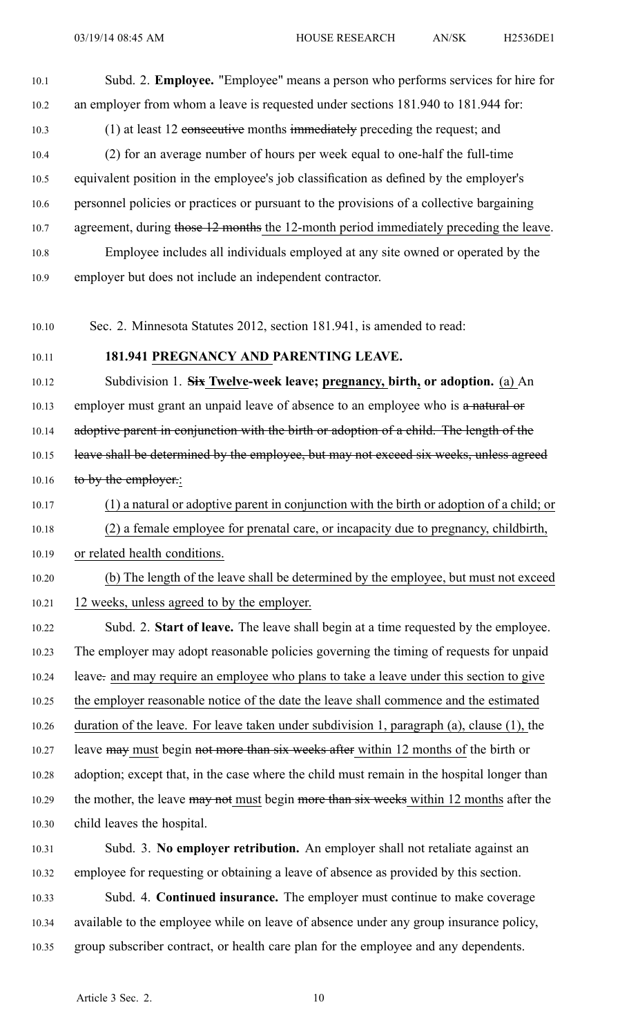Subd. 2. **Employee.** "Employee" means a person who performs services for hire for an employer from whom a leave is requested under sections 181.940 to 181.944 for:

(1) at least 12 ~~consecutive~~ months ~~immediately~~ preceding the request; and

(2) for an average number of hours per week equal to one-half the full-time equivalent position in the employee's job classification as defined by the employer's personnel policies or practices or pursuant to the provisions of a collective bargaining agreement, during ~~those 12 months~~ the 12-month period immediately preceding the leave.

Employee includes all individuals employed at any site owned or operated by the employer but does not include an independent contractor.

Sec. 2. Minnesota Statutes 2012, section 181.941, is amended to read:

**181.941 PREGNANCY AND PARENTING LEAVE.**

Subdivision 1. **~~Six~~ Twelve-week leave; pregnancy, birth, or adoption.** (a) An employer must grant an unpaid leave of absence to an employee who is ~~a natural or adoptive parent in conjunction with the birth or adoption of a child. The length of the leave shall be determined by the employee, but may not exceed six weeks, unless agreed to by the employer.~~:

(1) a natural or adoptive parent in conjunction with the birth or adoption of a child; or

(2) a female employee for prenatal care, or incapacity due to pregnancy, childbirth, or related health conditions.

(b) The length of the leave shall be determined by the employee, but must not exceed 12 weeks, unless agreed to by the employer.

Subd. 2. **Start of leave.** The leave shall begin at a time requested by the employee. The employer may adopt reasonable policies governing the timing of requests for unpaid leave~~.~~ and may require an employee who plans to take a leave under this section to give the employer reasonable notice of the date the leave shall commence and the estimated duration of the leave. For leave taken under subdivision 1, paragraph (a), clause (1), the leave ~~may~~ must begin ~~not more than six weeks after~~ within 12 months of the birth or adoption; except that, in the case where the child must remain in the hospital longer than the mother, the leave ~~may not~~ must begin ~~more than six weeks~~ within 12 months after the child leaves the hospital.

Subd. 3. **No employer retribution.** An employer shall not retaliate against an employee for requesting or obtaining a leave of absence as provided by this section.

Subd. 4. **Continued insurance.** The employer must continue to make coverage available to the employee while on leave of absence under any group insurance policy, group subscriber contract, or health care plan for the employee and any dependents.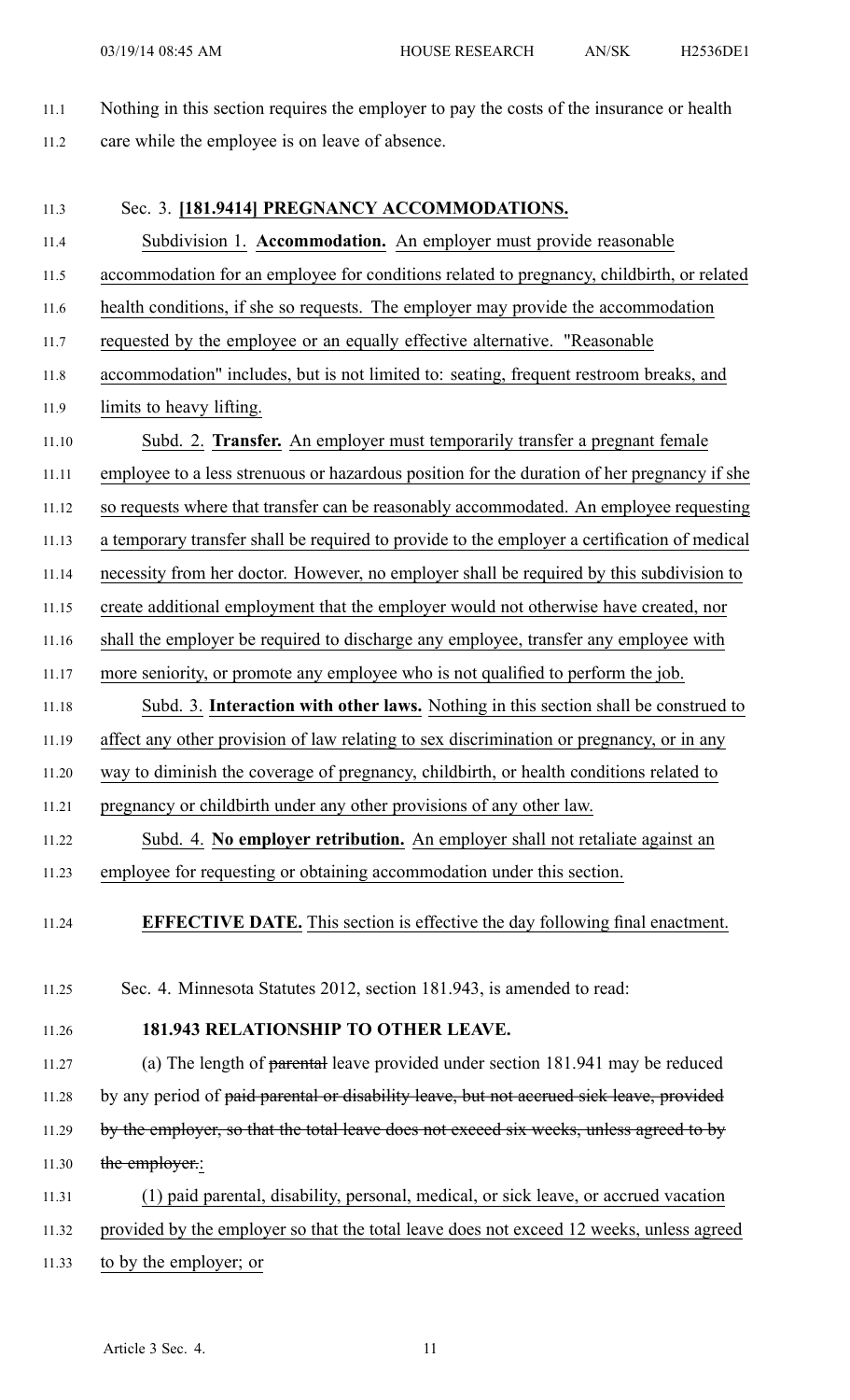Nothing in this section requires the employer to pay the costs of the insurance or health care while the employee is on leave of absence.

Sec. 3. **[181.9414] PREGNANCY ACCOMMODATIONS.**

Subdivision 1. **Accommodation.** An employer must provide reasonable accommodation for an employee for conditions related to pregnancy, childbirth, or related health conditions, if she so requests. The employer may provide the accommodation requested by the employee or an equally effective alternative. "Reasonable accommodation" includes, but is not limited to: seating, frequent restroom breaks, and limits to heavy lifting.

Subd. 2. **Transfer.** An employer must temporarily transfer a pregnant female employee to a less strenuous or hazardous position for the duration of her pregnancy if she so requests where that transfer can be reasonably accommodated. An employee requesting a temporary transfer shall be required to provide to the employer a certification of medical necessity from her doctor. However, no employer shall be required by this subdivision to create additional employment that the employer would not otherwise have created, nor shall the employer be required to discharge any employee, transfer any employee with more seniority, or promote any employee who is not qualified to perform the job.

Subd. 3. **Interaction with other laws.** Nothing in this section shall be construed to affect any other provision of law relating to sex discrimination or pregnancy, or in any way to diminish the coverage of pregnancy, childbirth, or health conditions related to pregnancy or childbirth under any other provisions of any other law.

Subd. 4. **No employer retribution.** An employer shall not retaliate against an employee for requesting or obtaining accommodation under this section.

**EFFECTIVE DATE.** This section is effective the day following final enactment.

Sec. 4. Minnesota Statutes 2012, section 181.943, is amended to read:

**181.943 RELATIONSHIP TO OTHER LEAVE.**

(a) The length of ~~parental~~ leave provided under section 181.941 may be reduced by any period of ~~paid parental or disability leave, but not accrued sick leave, provided by the employer, so that the total leave does not exceed six weeks, unless agreed to by the employer.~~:

(1) paid parental, disability, personal, medical, or sick leave, or accrued vacation provided by the employer so that the total leave does not exceed 12 weeks, unless agreed to by the employer; or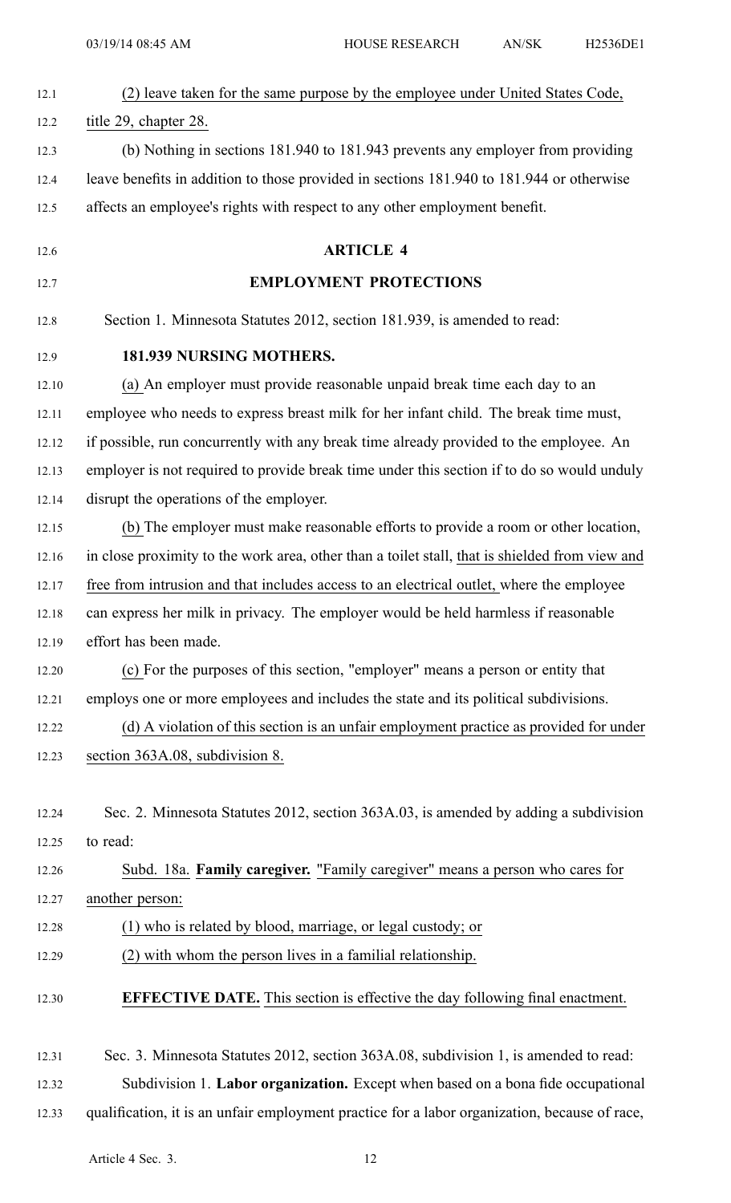(2) leave taken for the same purpose by the employee under United States Code, title 29, chapter 28.

(b) Nothing in sections 181.940 to 181.943 prevents any employer from providing leave benefits in addition to those provided in sections 181.940 to 181.944 or otherwise affects an employee's rights with respect to any other employment benefit.

## ARTICLE 4

## EMPLOYMENT PROTECTIONS

Section 1. Minnesota Statutes 2012, section 181.939, is amended to read:

**181.939 NURSING MOTHERS.**

(a) An employer must provide reasonable unpaid break time each day to an employee who needs to express breast milk for her infant child. The break time must, if possible, run concurrently with any break time already provided to the employee. An employer is not required to provide break time under this section if to do so would unduly disrupt the operations of the employer.

(b) The employer must make reasonable efforts to provide a room or other location, in close proximity to the work area, other than a toilet stall, that is shielded from view and free from intrusion and that includes access to an electrical outlet, where the employee can express her milk in privacy. The employer would be held harmless if reasonable effort has been made.

(c) For the purposes of this section, "employer" means a person or entity that employs one or more employees and includes the state and its political subdivisions.

(d) A violation of this section is an unfair employment practice as provided for under section 363A.08, subdivision 8.

Sec. 2. Minnesota Statutes 2012, section 363A.03, is amended by adding a subdivision to read:

Subd. 18a. **Family caregiver.** "Family caregiver" means a person who cares for another person:

(1) who is related by blood, marriage, or legal custody; or

(2) with whom the person lives in a familial relationship.

**EFFECTIVE DATE.** This section is effective the day following final enactment.

Sec. 3. Minnesota Statutes 2012, section 363A.08, subdivision 1, is amended to read:

Subdivision 1. **Labor organization.** Except when based on a bona fide occupational qualification, it is an unfair employment practice for a labor organization, because of race,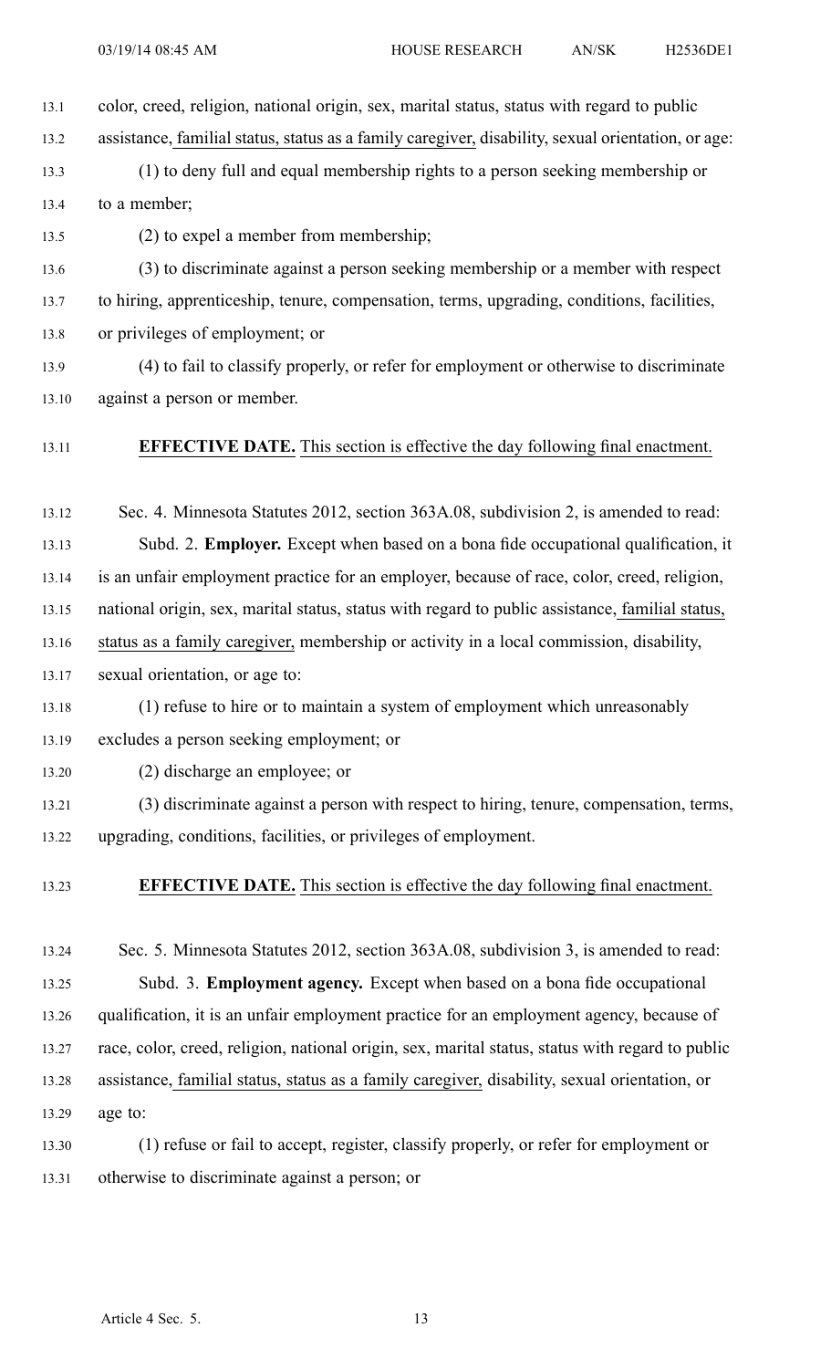color, creed, religion, national origin, sex, marital status, status with regard to public assistance, familial status, status as a family caregiver, disability, sexual orientation, or age:

(1) to deny full and equal membership rights to a person seeking membership or to a member;

(2) to expel a member from membership;

(3) to discriminate against a person seeking membership or a member with respect to hiring, apprenticeship, tenure, compensation, terms, upgrading, conditions, facilities, or privileges of employment; or

(4) to fail to classify properly, or refer for employment or otherwise to discriminate against a person or member.

**EFFECTIVE DATE.** This section is effective the day following final enactment.

Sec. 4. Minnesota Statutes 2012, section 363A.08, subdivision 2, is amended to read:

Subd. 2. **Employer.** Except when based on a bona fide occupational qualification, it is an unfair employment practice for an employer, because of race, color, creed, religion, national origin, sex, marital status, status with regard to public assistance, familial status, status as a family caregiver, membership or activity in a local commission, disability, sexual orientation, or age to:

(1) refuse to hire or to maintain a system of employment which unreasonably excludes a person seeking employment; or

(2) discharge an employee; or

(3) discriminate against a person with respect to hiring, tenure, compensation, terms, upgrading, conditions, facilities, or privileges of employment.

**EFFECTIVE DATE.** This section is effective the day following final enactment.

Sec. 5. Minnesota Statutes 2012, section 363A.08, subdivision 3, is amended to read:

Subd. 3. **Employment agency.** Except when based on a bona fide occupational qualification, it is an unfair employment practice for an employment agency, because of race, color, creed, religion, national origin, sex, marital status, status with regard to public assistance, familial status, status as a family caregiver, disability, sexual orientation, or age to:

(1) refuse or fail to accept, register, classify properly, or refer for employment or otherwise to discriminate against a person; or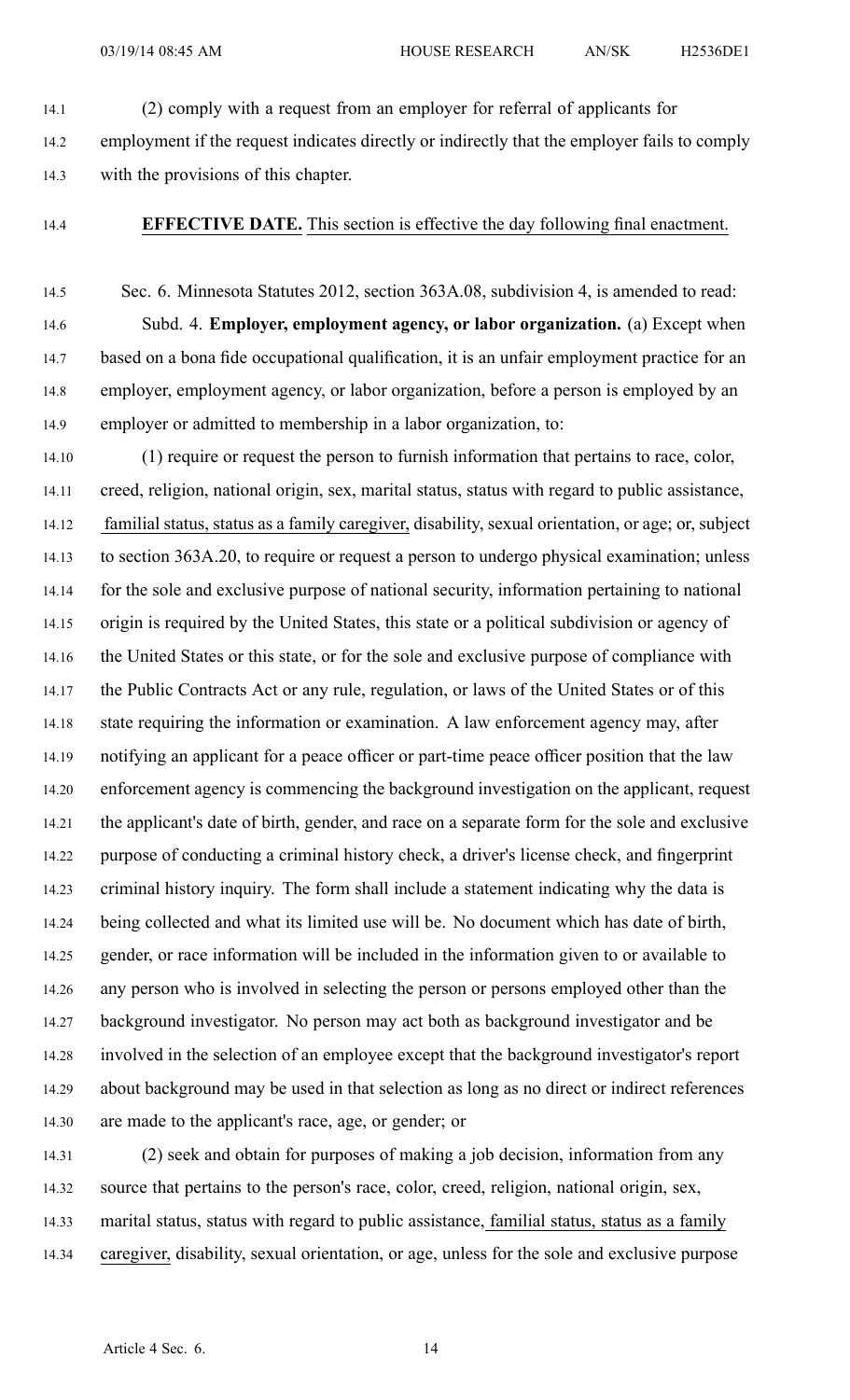(2) comply with a request from an employer for referral of applicants for employment if the request indicates directly or indirectly that the employer fails to comply with the provisions of this chapter.

**EFFECTIVE DATE.** This section is effective the day following final enactment.

Sec. 6. Minnesota Statutes 2012, section 363A.08, subdivision 4, is amended to read:

Subd. 4. **Employer, employment agency, or labor organization.** (a) Except when based on a bona fide occupational qualification, it is an unfair employment practice for an employer, employment agency, or labor organization, before a person is employed by an employer or admitted to membership in a labor organization, to:

(1) require or request the person to furnish information that pertains to race, color, creed, religion, national origin, sex, marital status, status with regard to public assistance, familial status, status as a family caregiver, disability, sexual orientation, or age; or, subject to section 363A.20, to require or request a person to undergo physical examination; unless for the sole and exclusive purpose of national security, information pertaining to national origin is required by the United States, this state or a political subdivision or agency of the United States or this state, or for the sole and exclusive purpose of compliance with the Public Contracts Act or any rule, regulation, or laws of the United States or of this state requiring the information or examination. A law enforcement agency may, after notifying an applicant for a peace officer or part-time peace officer position that the law enforcement agency is commencing the background investigation on the applicant, request the applicant's date of birth, gender, and race on a separate form for the sole and exclusive purpose of conducting a criminal history check, a driver's license check, and fingerprint criminal history inquiry. The form shall include a statement indicating why the data is being collected and what its limited use will be. No document which has date of birth, gender, or race information will be included in the information given to or available to any person who is involved in selecting the person or persons employed other than the background investigator. No person may act both as background investigator and be involved in the selection of an employee except that the background investigator's report about background may be used in that selection as long as no direct or indirect references are made to the applicant's race, age, or gender; or

(2) seek and obtain for purposes of making a job decision, information from any source that pertains to the person's race, color, creed, religion, national origin, sex, marital status, status with regard to public assistance, familial status, status as a family caregiver, disability, sexual orientation, or age, unless for the sole and exclusive purpose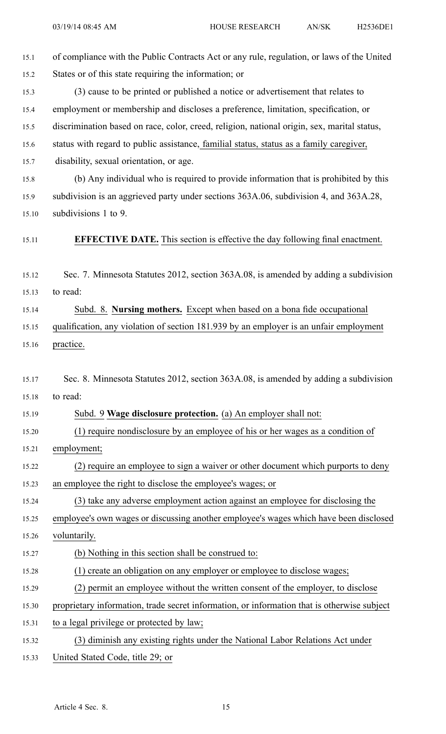of compliance with the Public Contracts Act or any rule, regulation, or laws of the United States or of this state requiring the information; or

(3) cause to be printed or published a notice or advertisement that relates to employment or membership and discloses a preference, limitation, specification, or discrimination based on race, color, creed, religion, national origin, sex, marital status, status with regard to public assistance, familial status, status as a family caregiver, disability, sexual orientation, or age.

(b) Any individual who is required to provide information that is prohibited by this subdivision is an aggrieved party under sections 363A.06, subdivision 4, and 363A.28, subdivisions 1 to 9.

**EFFECTIVE DATE.** This section is effective the day following final enactment.

Sec. 7. Minnesota Statutes 2012, section 363A.08, is amended by adding a subdivision to read:

Subd. 8. **Nursing mothers.** Except when based on a bona fide occupational qualification, any violation of section 181.939 by an employer is an unfair employment practice.

Sec. 8. Minnesota Statutes 2012, section 363A.08, is amended by adding a subdivision to read:

Subd. 9 **Wage disclosure protection.** (a) An employer shall not:

(1) require nondisclosure by an employee of his or her wages as a condition of employment;

(2) require an employee to sign a waiver or other document which purports to deny an employee the right to disclose the employee's wages; or

(3) take any adverse employment action against an employee for disclosing the employee's own wages or discussing another employee's wages which have been disclosed voluntarily.

(b) Nothing in this section shall be construed to:

(1) create an obligation on any employer or employee to disclose wages;

(2) permit an employee without the written consent of the employer, to disclose proprietary information, trade secret information, or information that is otherwise subject to a legal privilege or protected by law;

(3) diminish any existing rights under the National Labor Relations Act under United Stated Code, title 29; or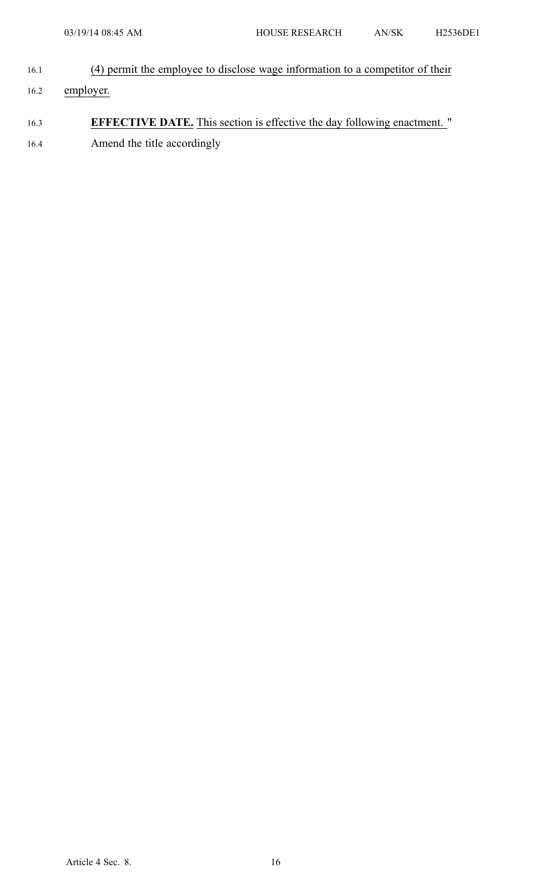16.1 (4) permit the employee to disclose wage information to a competitor of their

16.2 employer.

16.3 **EFFECTIVE DATE.** This section is effective the day following enactment. "

16.4 Amend the title accordingly